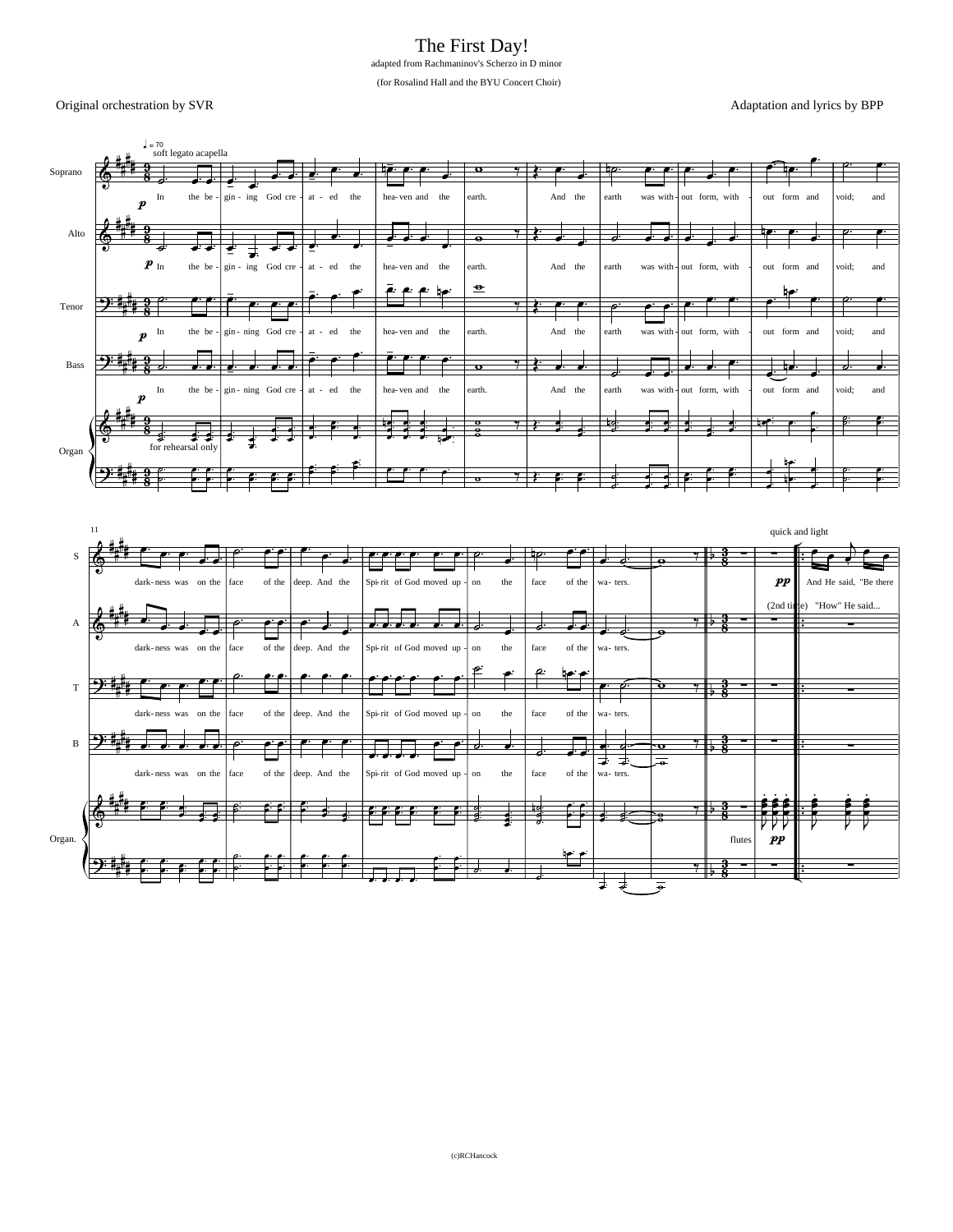# The First Day!

adapted from Rachmaninov's Scherzo in D minor

(for Rosalind Hall and the BYU Concert Choir)

Original orchestration by SVR

Adaptation and lyrics by BPP

♩ = 70 soft legato acapella

In the be - gin - ing God cre - at - ed the hea - ven and the earth. And the earth was with - out form, with - out form and void; and

dark - ness was on the face of the deep. And the Spi - rit of God moved up - on the face of the wa - ters.

quick and light

*pp* And He said, "Be there

(2nd time) "How" He said...

for rehearsal only

flutes *pp*

(c)RCHancock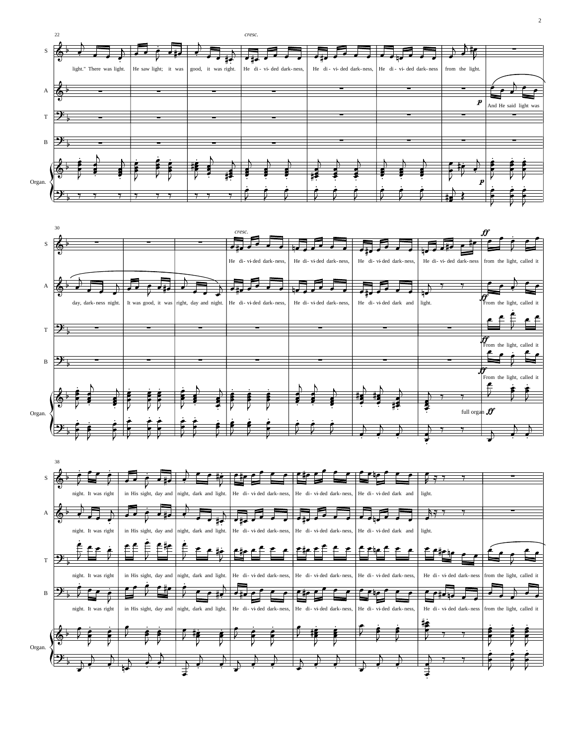**S:** light." There was light. He saw light; it was good, it was right. He di- vi- ded dark- ness, He di- vi- ded dark- ness, He di- vi- ded dark- ness from the light.

**A:** And He said light was day, dark- ness night. It was good, it was right, day and night.

*cresc.*

**S:** He di- vi- ded dark- ness, He di- vi- ded dark- ness, He di- vi- ded dark- ness, He di- vi- ded dark- ness from the light, called it night. It was right in His sight, day and night, dark and light. He di- vi- ded dark- ness, He di- vi- ded dark- ness, He di- vi- ded dark and light.

**A:** He di- vi- ded dark- ness, He di- vi- ded dark- ness, He di- vi- ded dark and light. From the light, called it night. It was right in His sight, day and night, dark and light. He di- vi- ded dark- ness, He di- vi- ded dark- ness, He di- vi- ded dark and light.

**T:** From the light, called it night. It was right in His sight, day and night, dark and light. He di- vi- ded dark- ness, He di- vi- ded dark- ness, He di- vi- ded dark- ness, He di- vi- ded dark- ness from the light, called it

**B:** From the light, called it night. It was right in His sight, day and night, dark and light. He di- vi- ded dark- ness, He di- vi- ded dark- ness, He di- vi- ded dark- ness, He di- vi- ded dark- ness from the light, called it

**Organ:** full organ *ff*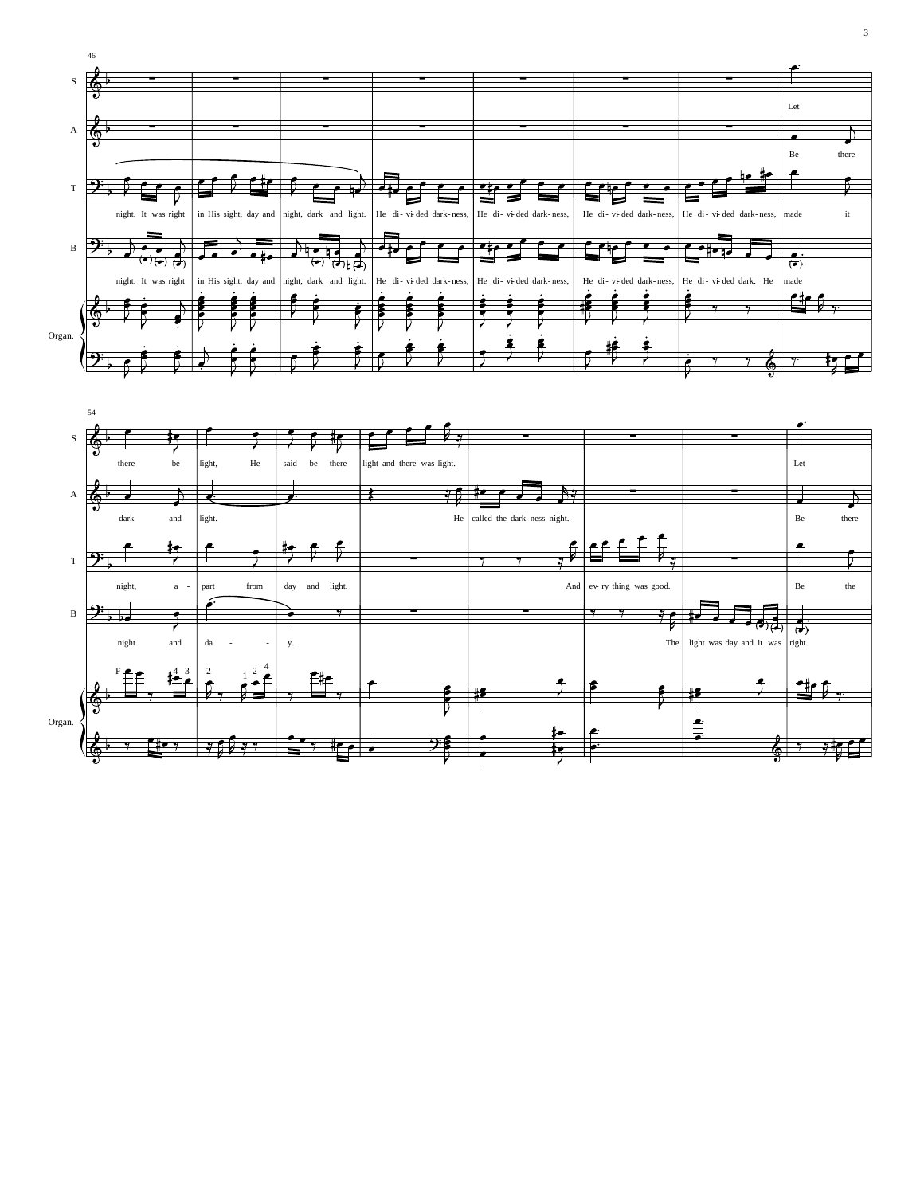46

S

A

T

B

Organ.

Let

Be there

night. It was right in His sight, day and night, dark and light. He di-vi-ded dark-ness, He di-vi-ded dark-ness, He di-vi-ded dark-ness, He di-vi-ded dark-ness, made it

night. It was right in His sight, day and night, dark and light. He di-vi-ded dark-ness, He di-vi-ded dark-ness, He di-vi-ded dark-ness, He di-vi-ded dark. He made

54

S

A

T

B

Organ.

there be light, He said be there light and there was light. Let

dark and light. He called the dark-ness night. Be there

night, a-part from day and light. And ev-'ry thing was good. Be the

night and da - - y. The light was day and it was right.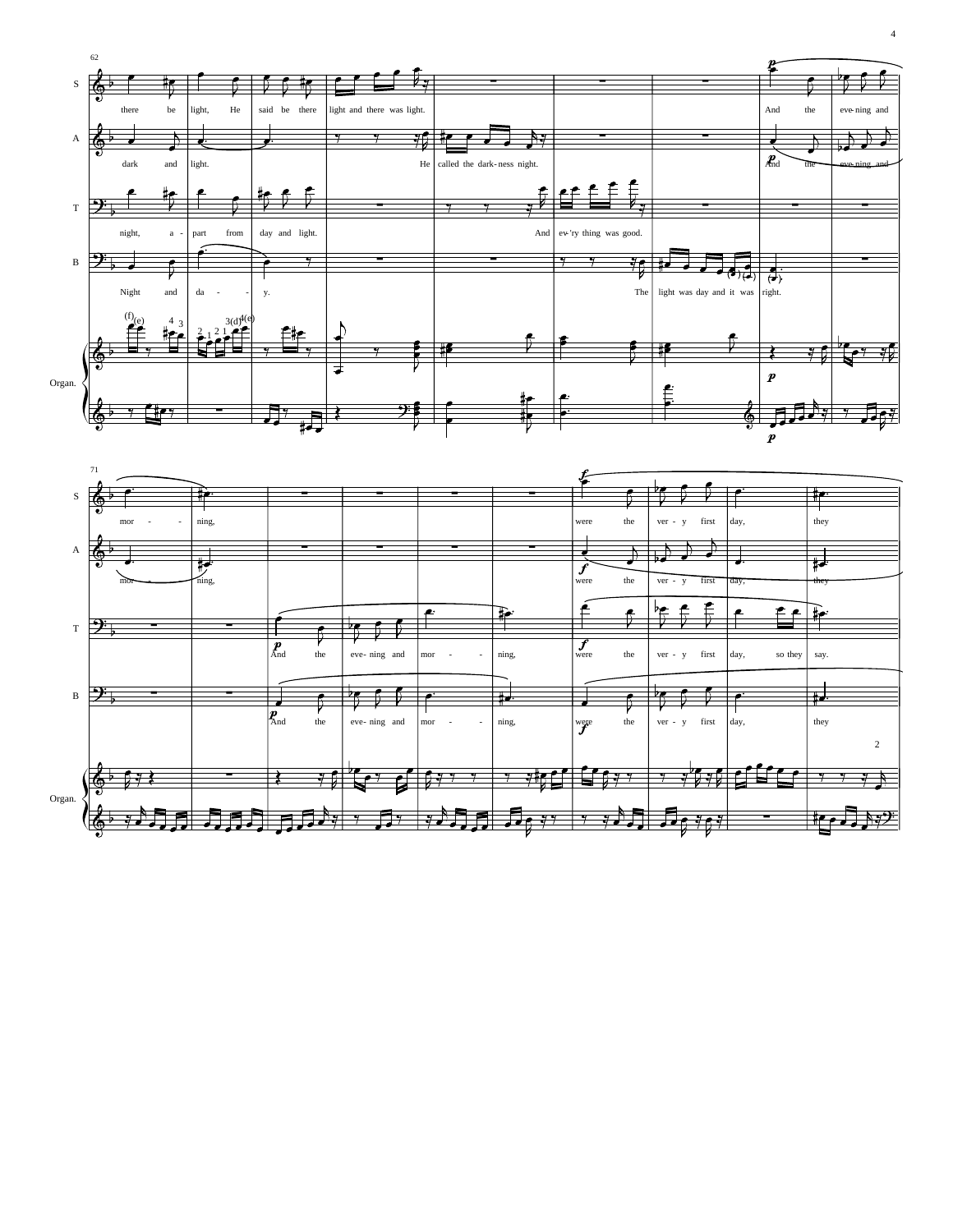**System 1 (mm. 62–70)**

S: there be light, He said be there light and there was light. And the eve-ning and

A: dark and light. He called the dark-ness night. And the eve-ning and

T: night, a - part from day and light. And ev-'ry thing was good.

B: Night and da - - y. The light was day and it was right.

Organ.

**System 2 (mm. 71–80)**

S: mor - - ning, were the ver - y first day, they

A: mor - - ning, were the ver - y first day, they

T: And the eve- ning and mor - - ning, were the ver - y first day, so they say.

B: And the eve- ning and mor - - ning, were the ver - y first day, they

Organ.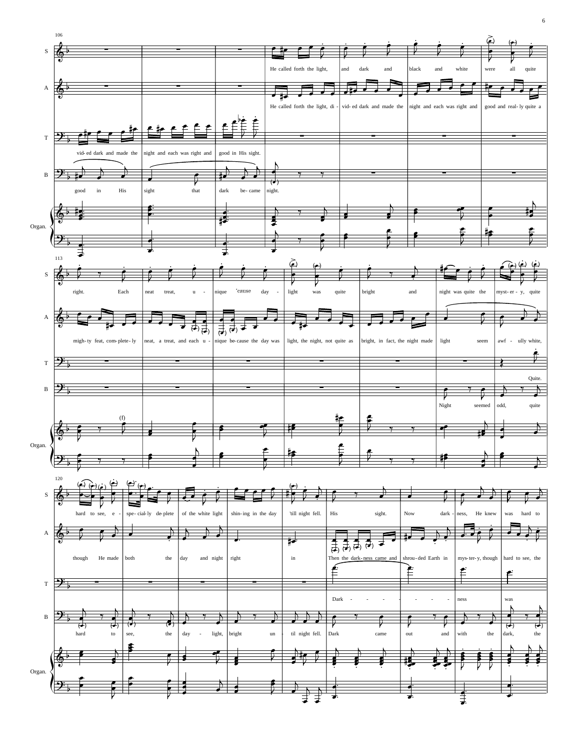106

S: He called forth the light, and dark and black and white were all quite

A: He called forth the light, di - vid- ed dark and made the night and each was right and good and real- ly quite a

T: vid- ed dark and made the night and each was right and good in His sight.

B: good in His sight that dark be- came night.

Organ.

113

S: right. Each neat treat, u - nique 'cause day - light was quite bright and night was quite the myst- er - y, quite

A: migh- ty feat, com- plete- ly neat, a treat, and each u - nique be- cause the day was light, the night, not quite as bright, in fact, the night made light seem awf - ully white,

T: Quite.

B: Night seemed odd, quite

Organ. (f)

120

S: hard to see, e - spe- cial- ly de- plete of the white light shin- ing in the day 'till night fell. His sight. Now dark - ness, He knew was hard to

A: though He made both the day and night right in Then the dark- ness came and shrou- ded Earth in mys- ter- y, though hard to see, the

T: Dark - - - - - - - ness was

B: hard to see, the day - light, bright un - til night fell. Dark came out and with the dark, the

Organ.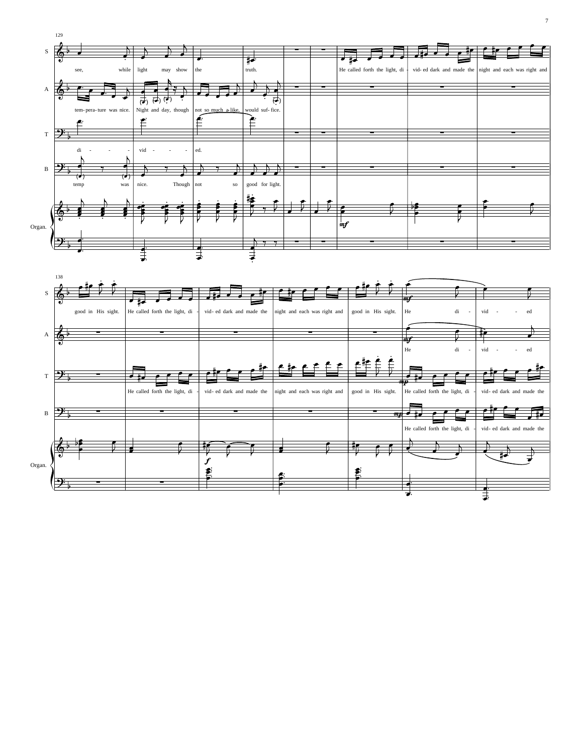129

**S:** see, while light may show the truth. He called forth the light, di - vid- ed dark and made the night and each was right and

**A:** tem- pera- ture was nice. Night and day, though not so much a- like, would suf- fice.

**T:** di - - - - vid - - - - ed.

**B:** temp was nice. Though not so good for light.

**Organ.** *mf*

138

**S:** good in His sight. He called forth the light, di - vid- ed dark and made the night and each was right and good in His sight. *mf* He di - vid - - ed

**A:** *mf* He di - vid - - ed

**T:** He called forth the light, di - vid- ed dark and made the night and each was right and good in His sight. *mp* He called forth the light, di - vid- ed dark and made the

**B:** *mp* He called forth the light, di - vid- ed dark and made the

**Organ.** *f*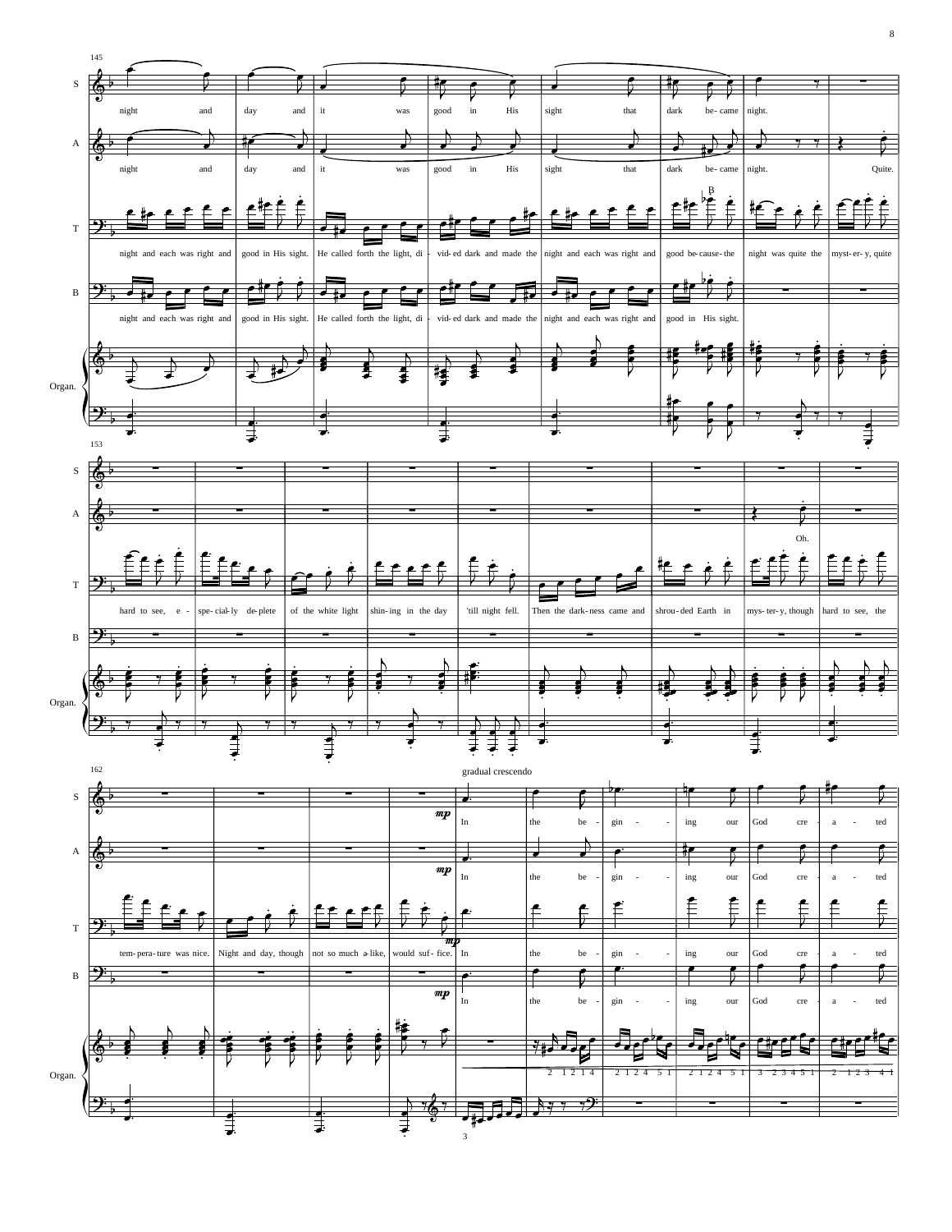145

**S:** night and day and it was good in His sight that dark be- came night.

**A:** night and day and it was good in His sight that dark be- came night. Quite.

**T:** night and each was right and good in His sight. He called forth the light, di - vid- ed dark and made the night and each was right and good be- cause- the night was quite the myst- er- y, quite

**B:** night and each was right and good in His sight. He called forth the light, di - vid- ed dark and made the night and each was right and good in His sight.

Organ.

153

**A:** Oh.

**T:** hard to see, e - spe- cial- ly de- plete of the white light shin- ing in the day 'till night fell. Then the dark- ness came and shrou- ded Earth in mys- ter- y, though hard to see, the

Organ.

162

gradual crescendo

**S:** *mp* In the be - gin - - ing our God cre - a - ted

**A:** *mp* In the be - gin - - ing our God cre - a - ted

**T:** tem- pera- ture was nice. Night and day, though not so much a- like, would suf- fice. *mp* In the be - gin - - ing our God cre - a - ted

**B:** *mp* In the be - gin - - ing our God cre - a - ted

Organ.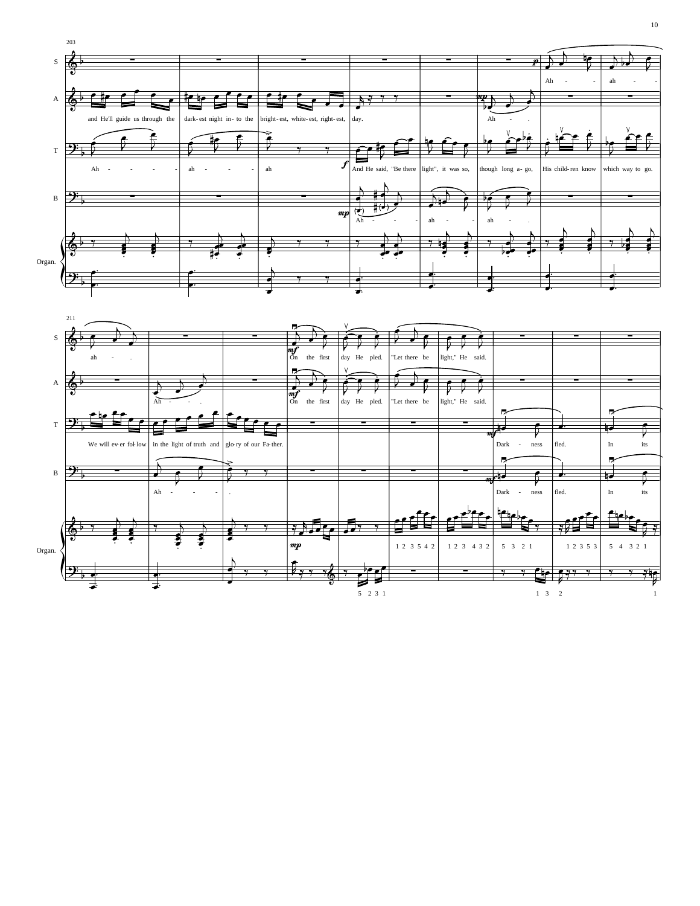203

S: Ah - - ah - - ah - .

A: and He'll guide us through the dark-est night in-to the bright-est, white-est, right-est, day. Ah - .

T: Ah - - - - - ah - - - - ah And He said, "Be there light", it was so, though long a-go, His child-ren know which way to go.

B: Ah - - - ah - - ah - .

Organ.

211

S: ah - . On the first day He pled. "Let there be light," He said.

A: Ah - - . On the first day He pled. "Let there be light," He said.

T: We will ev-er fol-low in the light of truth and glo-ry of our Fa-ther. Dark - ness fled. In its

B: Ah - - - . Dark - ness fled. In its

Organ.

1 2 3 5 4 2 1 2 3 4 3 2 5 3 2 1 1 2 3 5 3 5 4 3 2 1

5 2 3 1 1 3 2 1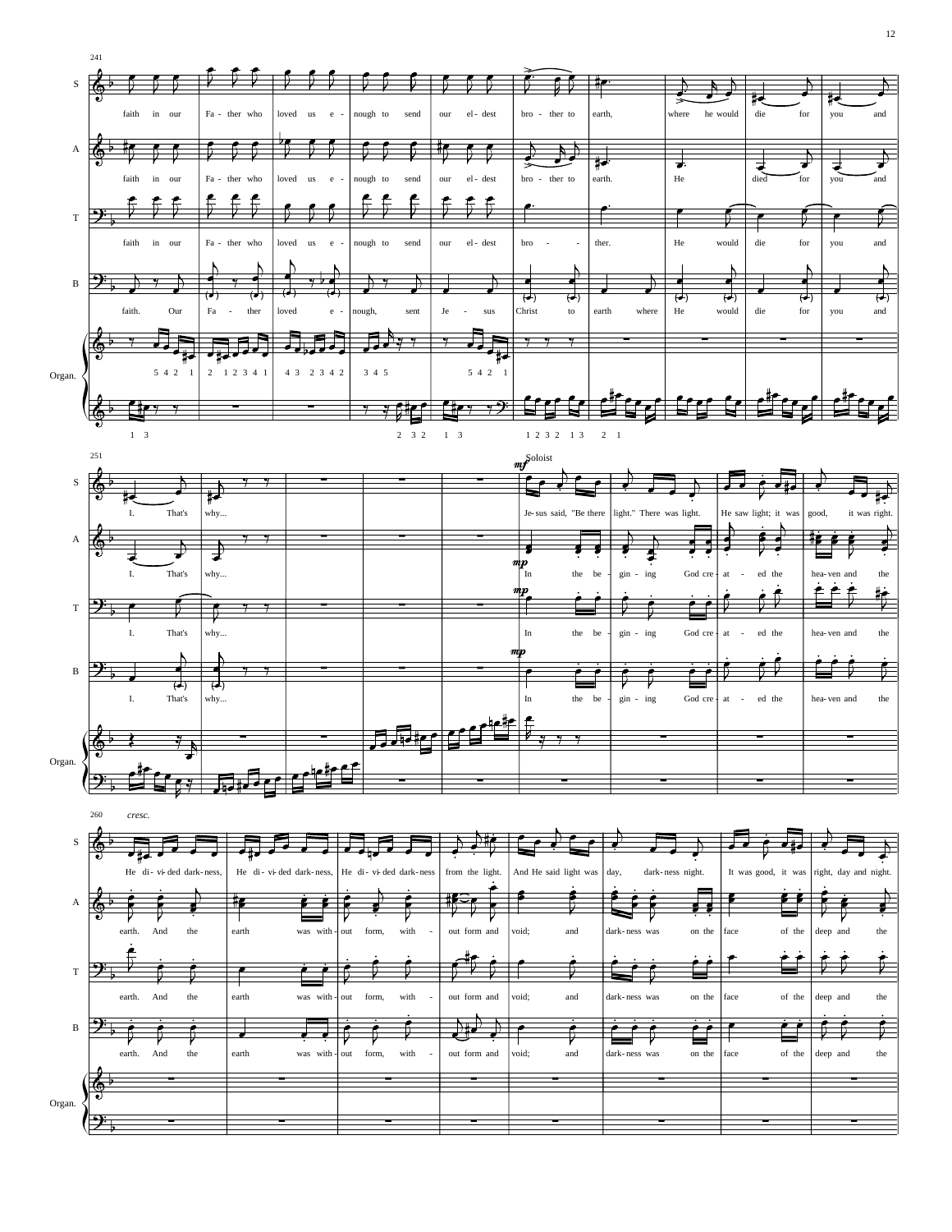**241**

S: faith in our Fa - ther who loved us e - nough to send our el - dest bro - ther to earth, where he would die for you and

A: faith in our Fa - ther who loved us e - nough to send our el - dest bro - ther to earth. He died for you and

T: faith in our Fa - ther who loved us e - nough to send our el - dest bro - ther. He would die for you and

B: faith. Our Fa - ther loved e - nough, sent Je - sus Christ to earth where He would die for you and

Organ.

**251**

*mf* Soloist

S: I. That's why... Je - sus said, "Be there light." There was light. He saw light; it was good, it was right.

A: I. That's why... *mp* In the be - gin - ing God cre - at - ed the hea - ven and the

T: I. That's why... *mp* In the be - gin - ing God cre - at - ed the hea - ven and the

B: I. That's why... *mp* In the be - gin - ing God cre - at - ed the hea - ven and the

Organ.

**260** *cresc.*

S: He di - vi - ded dark - ness, He di - vi - ded dark - ness, He di - vi - ded dark - ness from the light. And He said light was day, dark - ness night. It was good, it was right, day and night.

A: earth. And the earth was with - out form, with - out form and void; and dark - ness was on the face of the deep and the

T: earth. And the earth was with - out form, with - out form and void; and dark - ness was on the face of the deep and the

B: earth. And the earth was with - out form, with - out form and void; and dark - ness was on the face of the deep and the

Organ.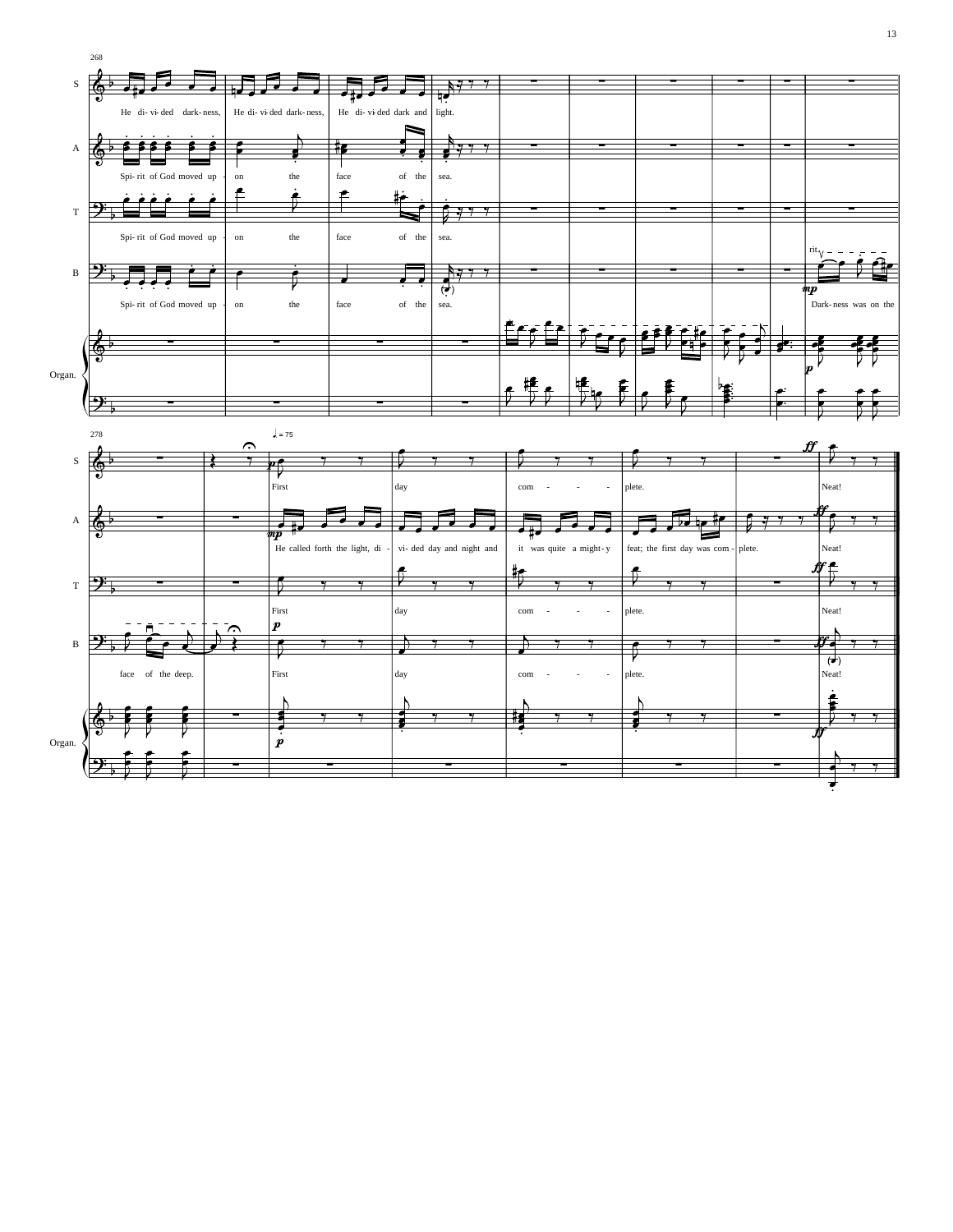268

S

He di- vi- ded dark- ness, He di- vi- ded dark- ness, He di- vi- ded dark and light.

A

Spi- rit of God moved up - on the face of the sea.

T

Spi- rit of God moved up - on the face of the sea.

B

rit.

mp

Spi- rit of God moved up - on the face of the sea. Dark- ness was on the

p

Organ.

278

♩. = 75

ff

S

mp

First day com - - - plete. Neat!

A

ff

mp

He called forth the light, di - vi- ded day and night and it was quite a might- y feat; the first day was com - plete. Neat!

T

ff

First day com - - - plete. Neat!

B

p

ff

face of the deep. First day com - - - plete. Neat!

p

ff

Organ.